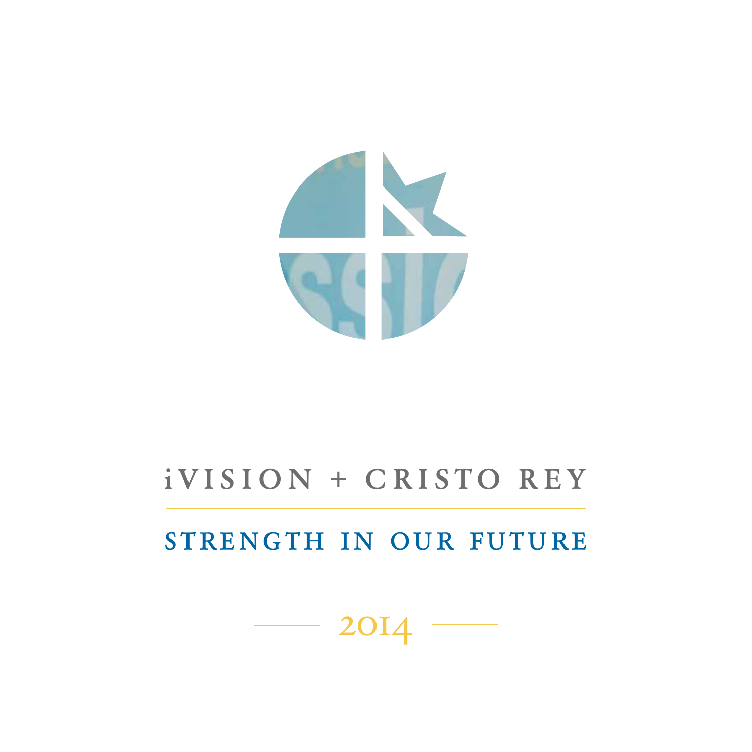# iVISION + CRISTO REY

## STRENGTH IN OUR FUTURE

2014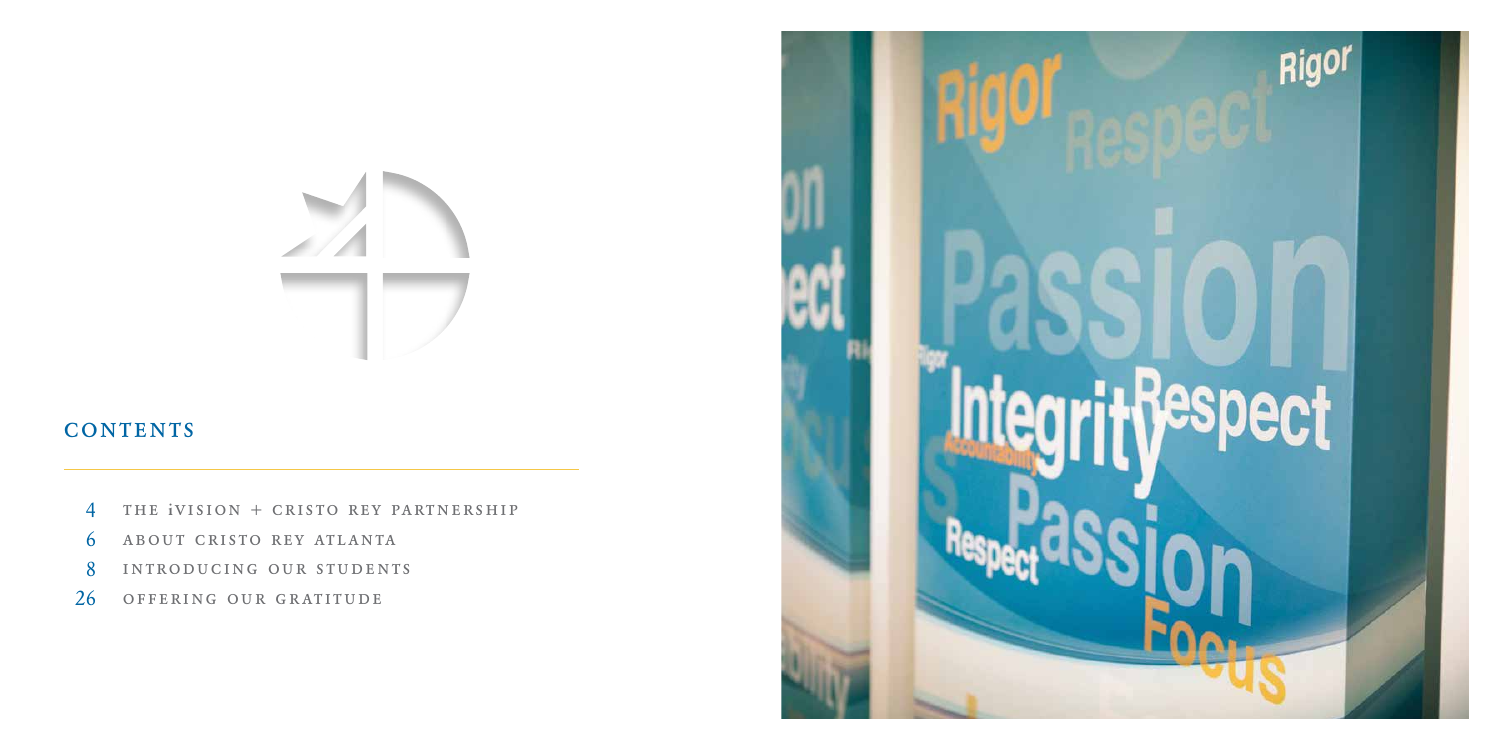## CONTENTS

- 4 THE iVISION + CRISTO REY PARTNERSHIP
- 6 ABOUT CRISTO REY ATLANTA
- 8 INTRODUCING OUR STUDENTS
- 26 OFFERING OUR GRATITUDE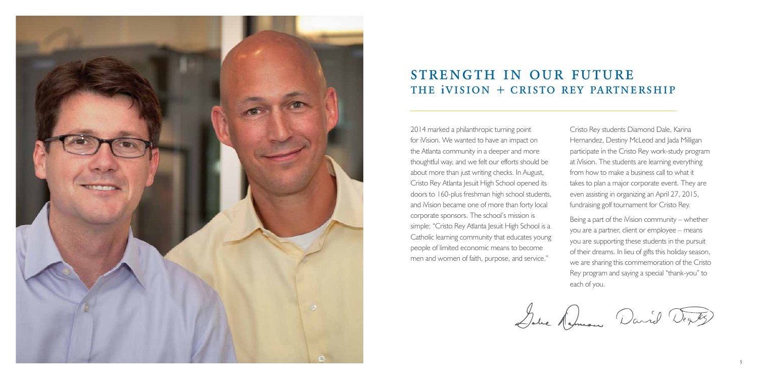# STRENGTH IN OUR FUTURE
## THE iVISION + CRISTO REY PARTNERSHIP

2014 marked a philanthropic turning point for iVision. We wanted to have an impact on the Atlanta community in a deeper and more thoughtful way, and we felt our efforts should be about more than just writing checks. In August, Cristo Rey Atlanta Jesuit High School opened its doors to 160-plus freshman high school students, and iVision became one of more than forty local corporate sponsors. The school's mission is simple: "Cristo Rey Atlanta Jesuit High School is a Catholic learning community that educates young people of limited economic means to become men and women of faith, purpose, and service."

Cristo Rey students Diamond Dale, Karina Hernandez, Destiny McLeod and Jada Milligan participate in the Cristo Rey work-study program at iVision. The students are learning everything from how to make a business call to what it takes to plan a major corporate event. They are even assisting in organizing an April 27, 2015, fundraising golf tournament for Cristo Rey.

Being a part of the iVision community – whether you are a partner, client or employee – means you are supporting these students in the pursuit of their dreams. In lieu of gifts this holiday season, we are sharing this commemoration of the Cristo Rey program and saying a special "thank-you" to each of you.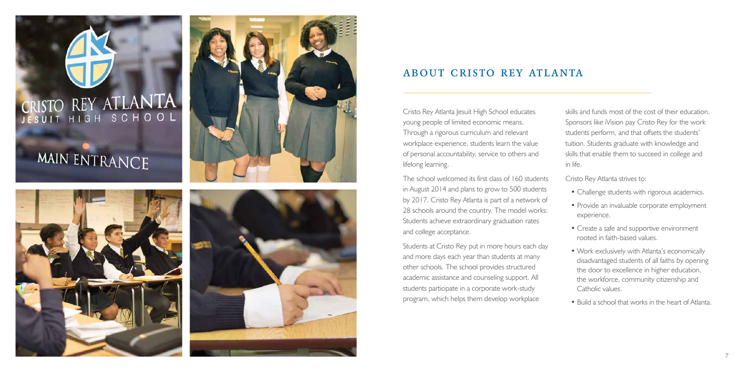## ABOUT CRISTO REY ATLANTA

Cristo Rey Atlanta Jesuit High School educates young people of limited economic means. Through a rigorous curriculum and relevant workplace experience, students learn the value of personal accountability, service to others and lifelong learning.

The school welcomed its first class of 160 students in August 2014 and plans to grow to 500 students by 2017. Cristo Rey Atlanta is part of a network of 28 schools around the country. The model works: Students achieve extraordinary graduation rates and college acceptance.

Students at Cristo Rey put in more hours each day and more days each year than students at many other schools. The school provides structured academic assistance and counseling support. All students participate in a corporate work-study program, which helps them develop workplace skills and funds most of the cost of their education. Sponsors like iVision pay Cristo Rey for the work students perform, and that offsets the students' tuition. Students graduate with knowledge and skills that enable them to succeed in college and in life.

Cristo Rey Atlanta strives to:

- Challenge students with rigorous academics.
- Provide an invaluable corporate employment experience.
- Create a safe and supportive environment rooted in faith-based values.
- Work exclusively with Atlanta's economically disadvantaged students of all faiths by opening the door to excellence in higher education, the workforce, community citizenship and Catholic values.
- Build a school that works in the heart of Atlanta.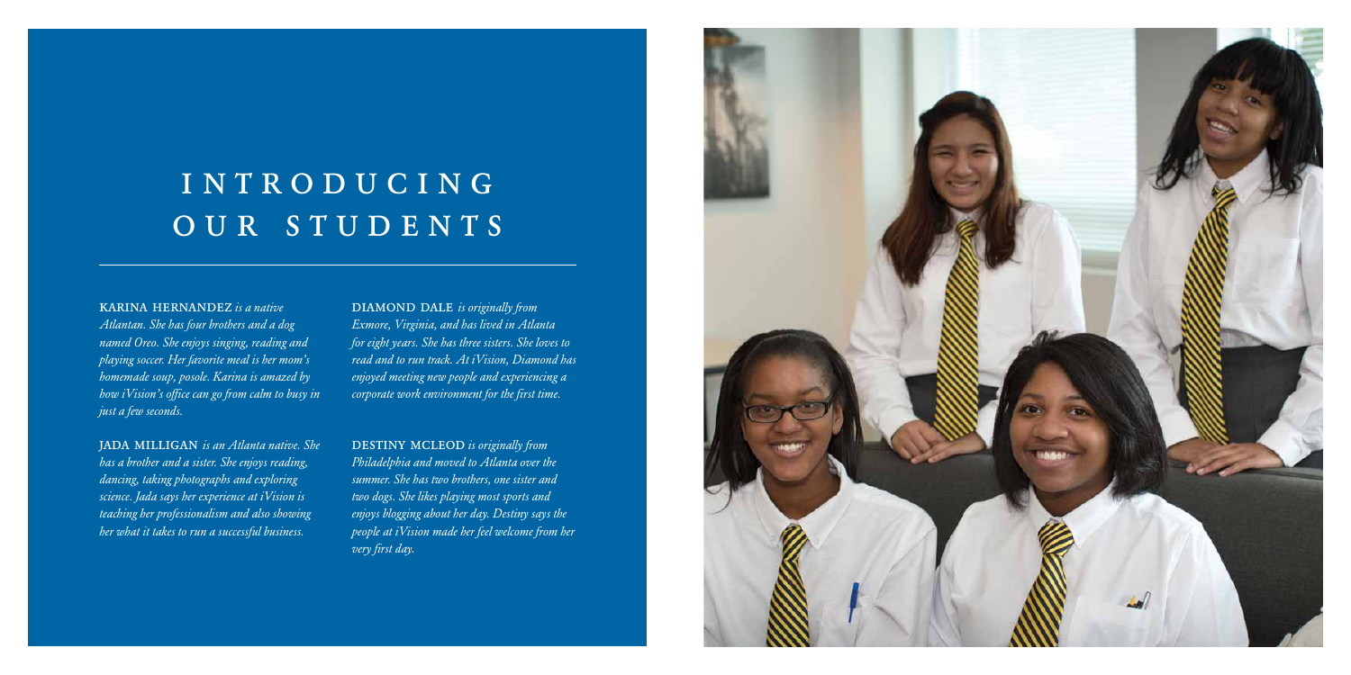# INTRODUCING OUR STUDENTS

**KARINA HERNANDEZ** *is a native Atlantan. She has four brothers and a dog named Oreo. She enjoys singing, reading and playing soccer. Her favorite meal is her mom's homemade soup, posole. Karina is amazed by how iVision's office can go from calm to busy in just a few seconds.*

**JADA MILLIGAN** *is an Atlanta native. She has a brother and a sister. She enjoys reading, dancing, taking photographs and exploring science. Jada says her experience at iVision is teaching her professionalism and also showing her what it takes to run a successful business.*

**DIAMOND DALE** *is originally from Exmore, Virginia, and has lived in Atlanta for eight years. She has three sisters. She loves to read and to run track. At iVision, Diamond has enjoyed meeting new people and experiencing a corporate work environment for the first time.*

**DESTINY MCLEOD** *is originally from Philadelphia and moved to Atlanta over the summer. She has two brothers, one sister and two dogs. She likes playing most sports and enjoys blogging about her day. Destiny says the people at iVision made her feel welcome from her very first day.*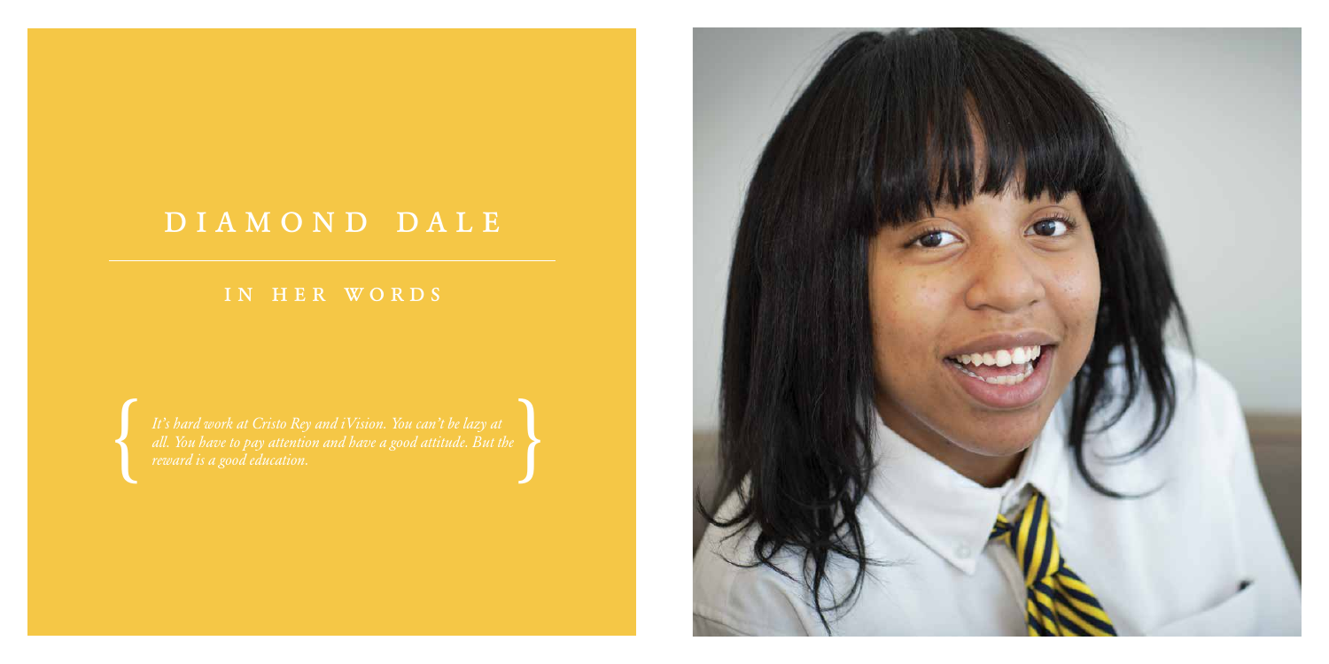# DIAMOND DALE

## IN HER WORDS

*{ It's hard work at Cristo Rey and iVision. You can't be lazy at all. You have to pay attention and have a good attitude. But the reward is a good education. }*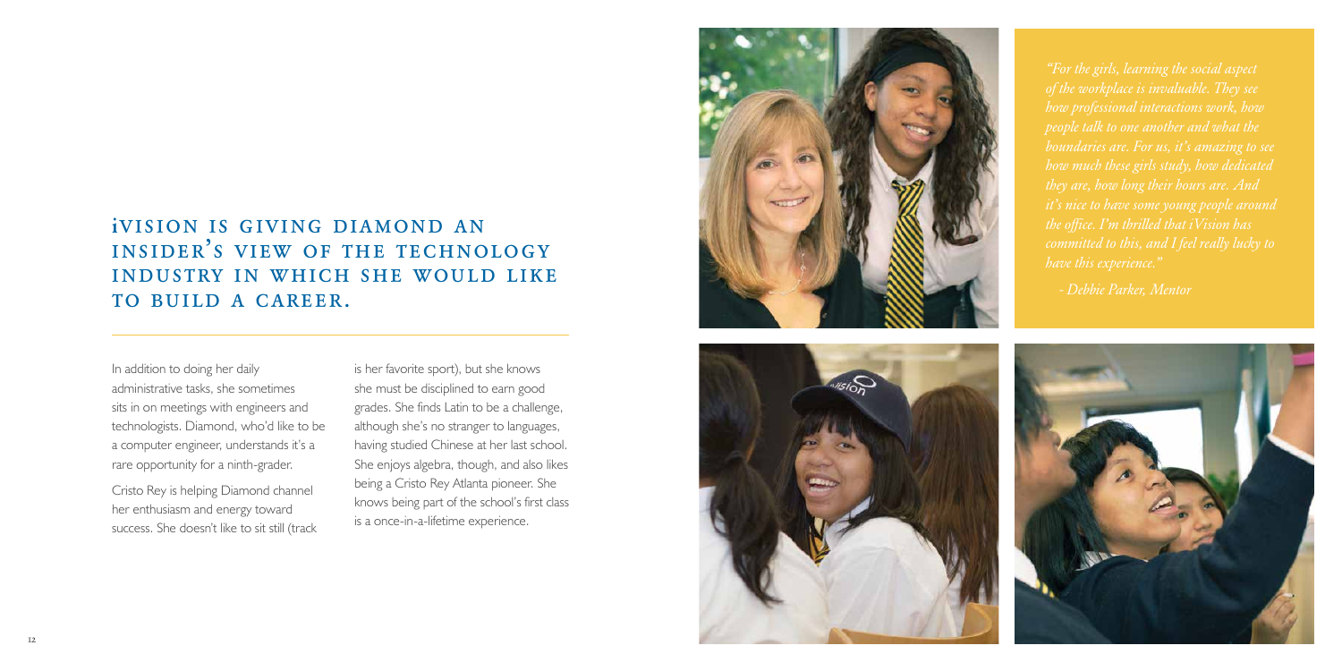## iVision is giving Diamond an insider's view of the technology industry in which she would like to build a career.

In addition to doing her daily administrative tasks, she sometimes sits in on meetings with engineers and technologists. Diamond, who'd like to be a computer engineer, understands it's a rare opportunity for a ninth-grader.

Cristo Rey is helping Diamond channel her enthusiasm and energy toward success. She doesn't like to sit still (track is her favorite sport), but she knows she must be disciplined to earn good grades. She finds Latin to be a challenge, although she's no stranger to languages, having studied Chinese at her last school. She enjoys algebra, though, and also likes being a Cristo Rey Atlanta pioneer. She knows being part of the school's first class is a once-in-a-lifetime experience.

*"For the girls, learning the social aspect of the workplace is invaluable. They see how professional interactions work, how people talk to one another and what the boundaries are. For us, it's amazing to see how much these girls study, how dedicated they are, how long their hours are. And it's nice to have some young people around the office. I'm thrilled that iVision has committed to this, and I feel really lucky to have this experience."*

*- Debbie Parker, Mentor*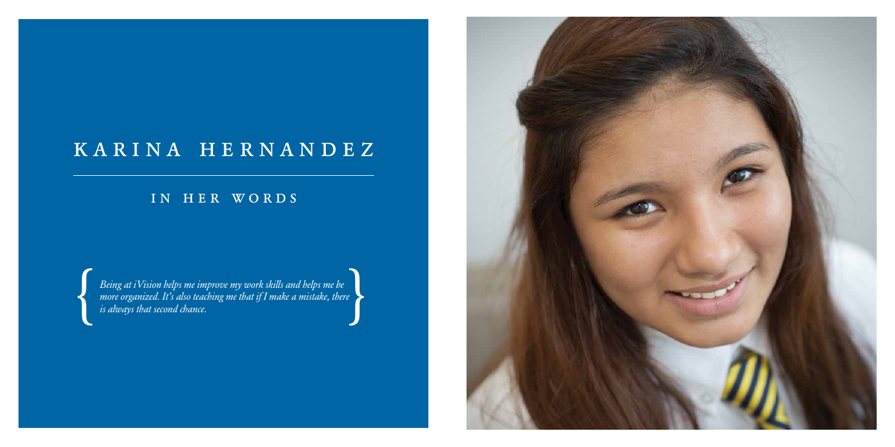# KARINA HERNANDEZ

## IN HER WORDS

{ *Being at iVision helps me improve my work skills and helps me be more organized. It's also teaching me that if I make a mistake, there is always that second chance.* }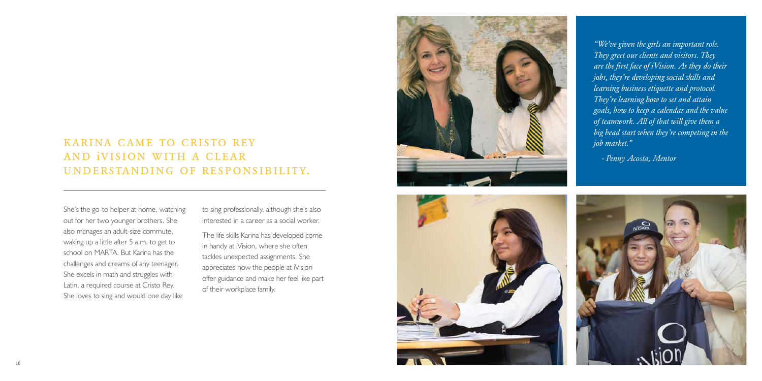## KARINA CAME TO CRISTO REY AND iVISION WITH A CLEAR UNDERSTANDING OF RESPONSIBILITY.

She's the go-to helper at home, watching out for her two younger brothers. She also manages an adult-size commute, waking up a little after 5 a.m. to get to school on MARTA. But Karina has the challenges and dreams of any teenager. She excels in math and struggles with Latin, a required course at Cristo Rey. She loves to sing and would one day like to sing professionally, although she's also interested in a career as a social worker.

The life skills Karina has developed come in handy at iVision, where she often tackles unexpected assignments. She appreciates how the people at iVision offer guidance and make her feel like part of their workplace family.

*"We've given the girls an important role. They greet our clients and visitors. They are the first face of iVision. As they do their jobs, they're developing social skills and learning business etiquette and protocol. They're learning how to set and attain goals, how to keep a calendar and the value of teamwork. All of that will give them a big head start when they're competing in the job market."*

*- Penny Acosta, Mentor*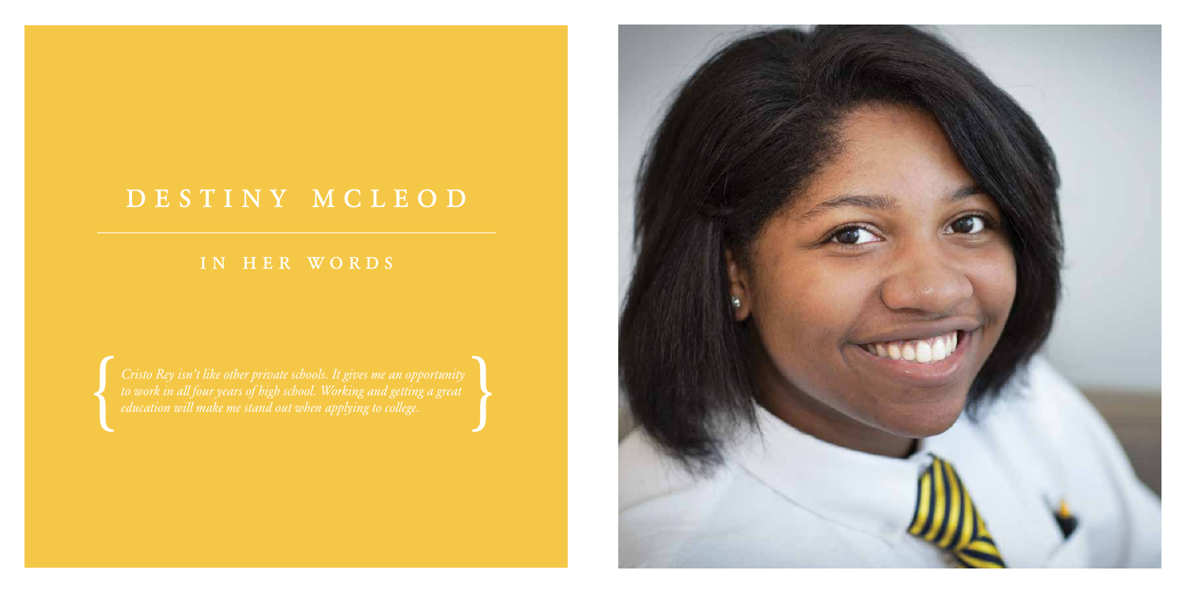# DESTINY MCLEOD

## IN HER WORDS

*Cristo Rey isn't like other private schools. It gives me an opportunity to work in all four years of high school. Working and getting a great education will make me stand out when applying to college.*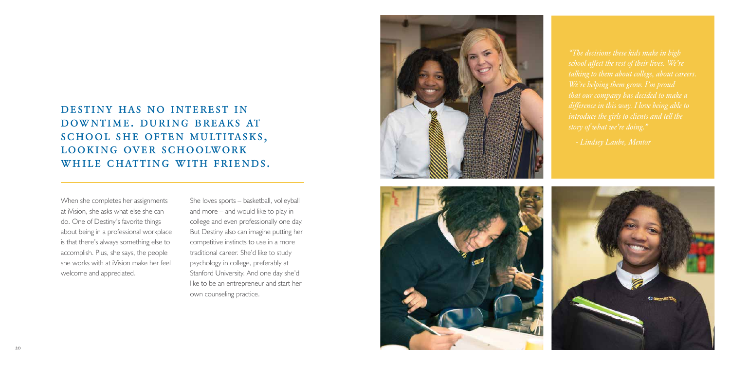## DESTINY HAS NO INTEREST IN DOWNTIME. DURING BREAKS AT SCHOOL SHE OFTEN MULTITASKS, LOOKING OVER SCHOOLWORK WHILE CHATTING WITH FRIENDS.

When she completes her assignments at iVision, she asks what else she can do. One of Destiny's favorite things about being in a professional workplace is that there's always something else to accomplish. Plus, she says, the people she works with at iVision make her feel welcome and appreciated.

She loves sports – basketball, volleyball and more – and would like to play in college and even professionally one day. But Destiny also can imagine putting her competitive instincts to use in a more traditional career. She'd like to study psychology in college, preferably at Stanford University. And one day she'd like to be an entrepreneur and start her own counseling practice.

*"The decisions these kids make in high school affect the rest of their lives. We're talking to them about college, about careers. We're helping them grow. I'm proud that our company has decided to make a difference in this way. I love being able to introduce the girls to clients and tell the story of what we're doing."*

*- Lindsey Laube, Mentor*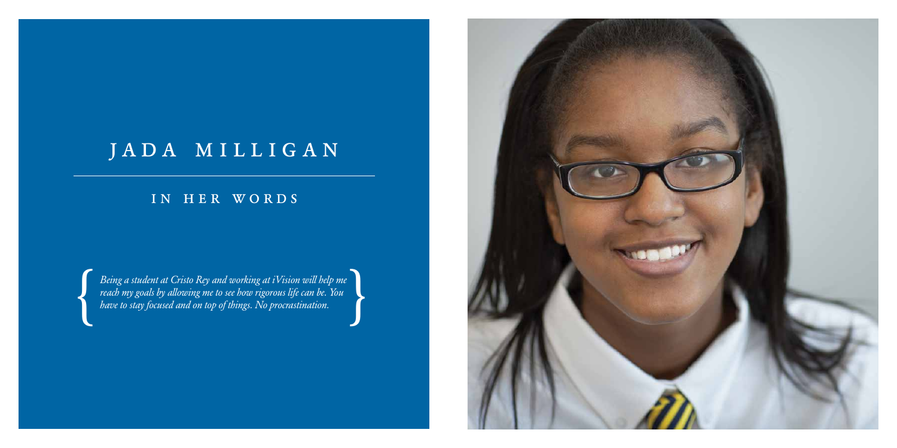# JADA MILLIGAN

## IN HER WORDS

{ *Being a student at Cristo Rey and working at iVision will help me reach my goals by allowing me to see how rigorous life can be. You have to stay focused and on top of things. No procrastination.* }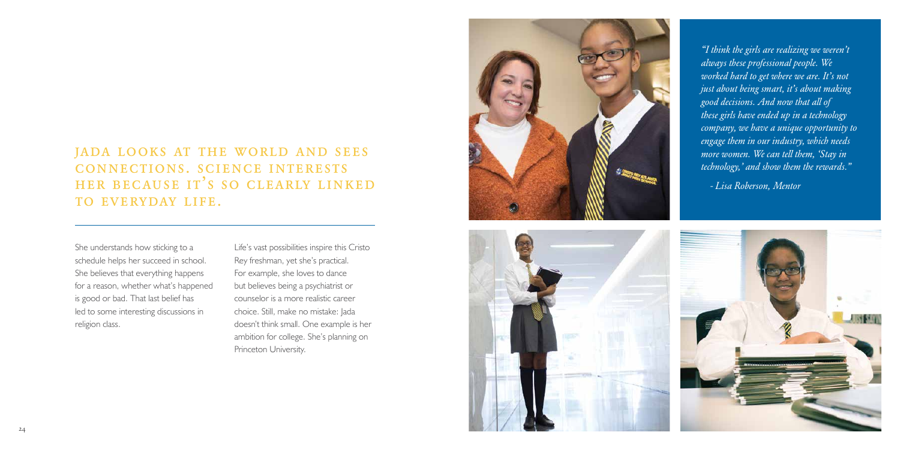## JADA LOOKS AT THE WORLD AND SEES CONNECTIONS. SCIENCE INTERESTS HER BECAUSE IT'S SO CLEARLY LINKED TO EVERYDAY LIFE.

She understands how sticking to a schedule helps her succeed in school. She believes that everything happens for a reason, whether what's happened is good or bad. That last belief has led to some interesting discussions in religion class.

Life's vast possibilities inspire this Cristo Rey freshman, yet she's practical. For example, she loves to dance but believes being a psychiatrist or counselor is a more realistic career choice. Still, make no mistake: Jada doesn't think small. One example is her ambition for college. She's planning on Princeton University.

*"I think the girls are realizing we weren't always these professional people. We worked hard to get where we are. It's not just about being smart, it's about making good decisions. And now that all of these girls have ended up in a technology company, we have a unique opportunity to engage them in our industry, which needs more women. We can tell them, 'Stay in technology,' and show them the rewards."*

*- Lisa Roberson, Mentor*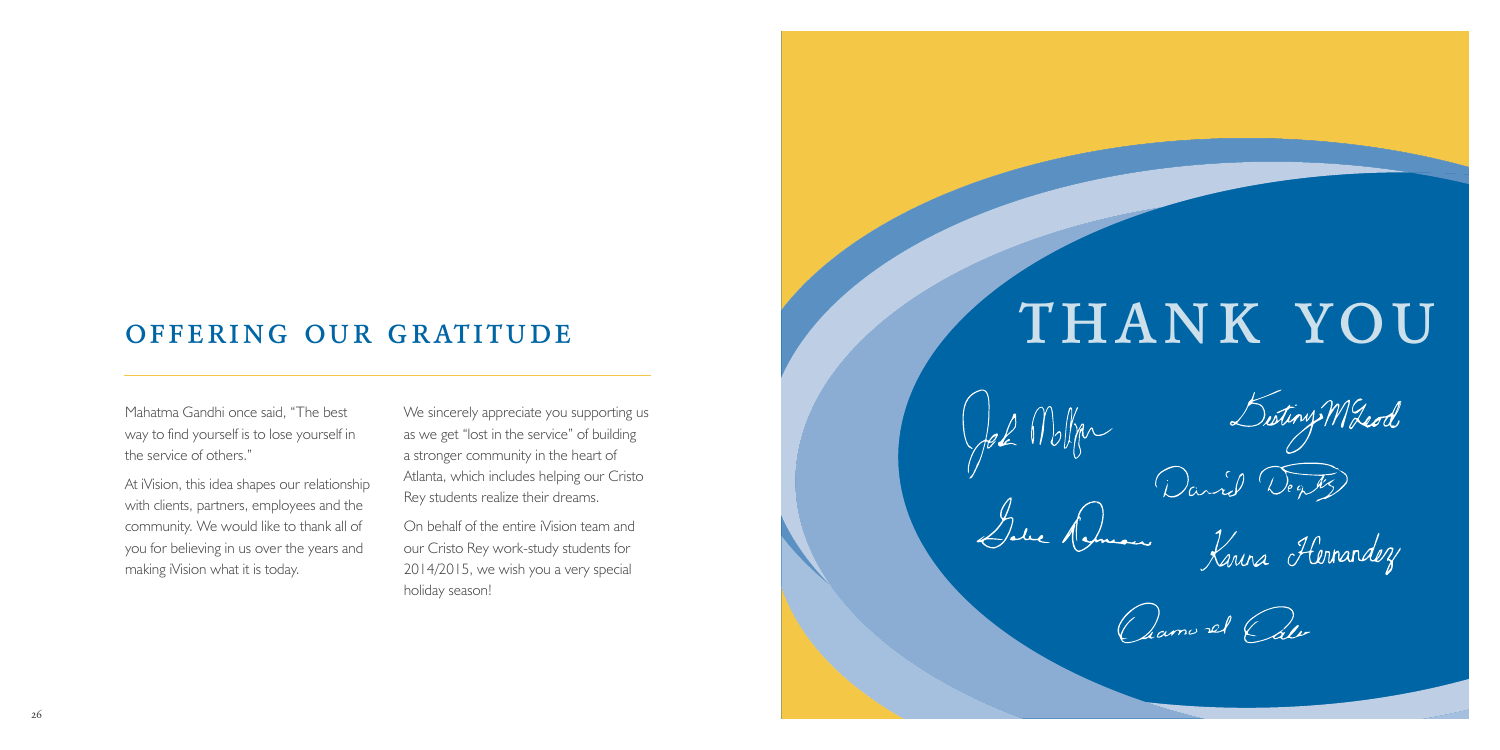## OFFERING OUR GRATITUDE

Mahatma Gandhi once said, "The best way to find yourself is to lose yourself in the service of others."

At iVision, this idea shapes our relationship with clients, partners, employees and the community. We would like to thank all of you for believing in us over the years and making iVision what it is today.

We sincerely appreciate you supporting us as we get "lost in the service" of building a stronger community in the heart of Atlanta, which includes helping our Cristo Rey students realize their dreams.

On behalf of the entire iVision team and our Cristo Rey work-study students for 2014/2015, we wish you a very special holiday season!

# THANK YOU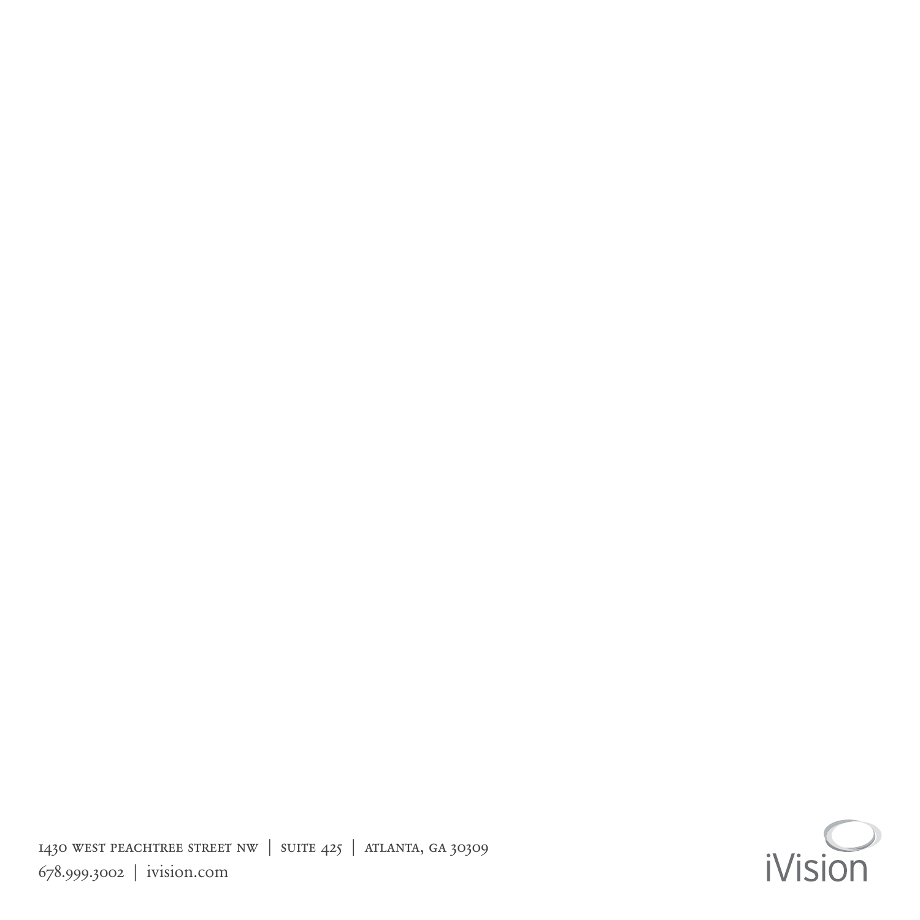1430 WEST PEACHTREE STREET NW | SUITE 425 | ATLANTA, GA 30309

678.999.3002 | ivision.com

iVision